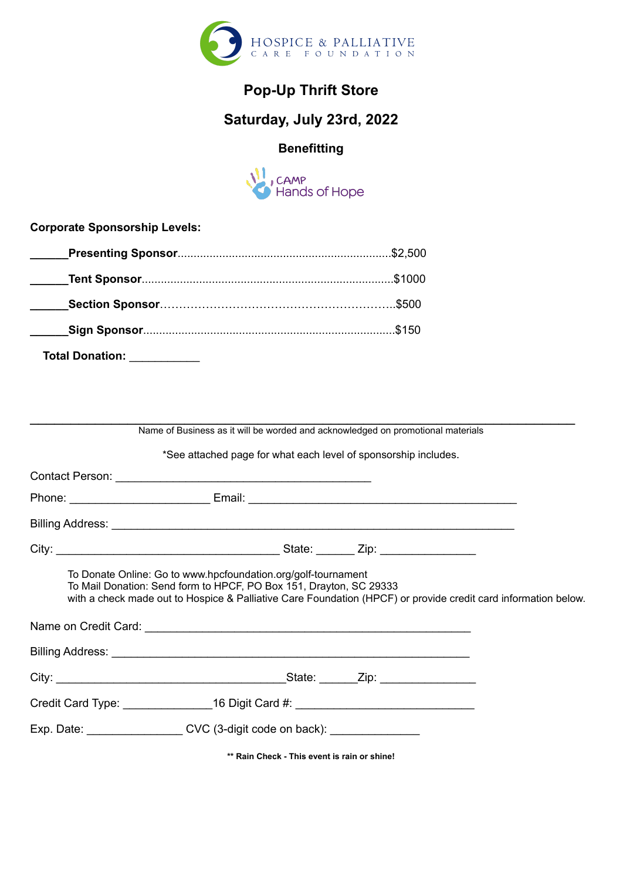HOSPICE & PALLIATIVE
CARE FOUNDATION

# Pop-Up Thrift Store

## Saturday, July 23rd, 2022

### Benefitting

CAMP
Hands of Hope

**Corporate Sponsorship Levels:**

______**Presenting Sponsor**..................................................................$2,500

______**Tent Sponsor**..............................................................................$1000

______**Section Sponsor**……………………………………………………..$500

______**Sign Sponsor**.............................................................................$150

**Total Donation:** ___________

_____________________________________________________________________________________
Name of Business as it will be worded and acknowledged on promotional materials

*See attached page for what each level of sponsorship includes.

Contact Person: ________________________________________

Phone: ______________________ Email: __________________________________________

Billing Address: _______________________________________________________________

City: ___________________________________ State: ______ Zip: ______________

To Donate Online: Go to www.hpcfoundation.org/golf-tournament
To Mail Donation: Send form to HPCF, PO Box 151, Drayton, SC 29333
with a check made out to Hospice & Palliative Care Foundation (HPCF) or provide credit card information below.

Name on Credit Card: ___________________________________________________

Billing Address: _________________________________________________________

City: ____________________________________State: ______Zip: ______________

Credit Card Type: ______________16 Digit Card #: ____________________________

Exp. Date: _______________ CVC (3-digit code on back): ______________

**** Rain Check - This event is rain or shine!**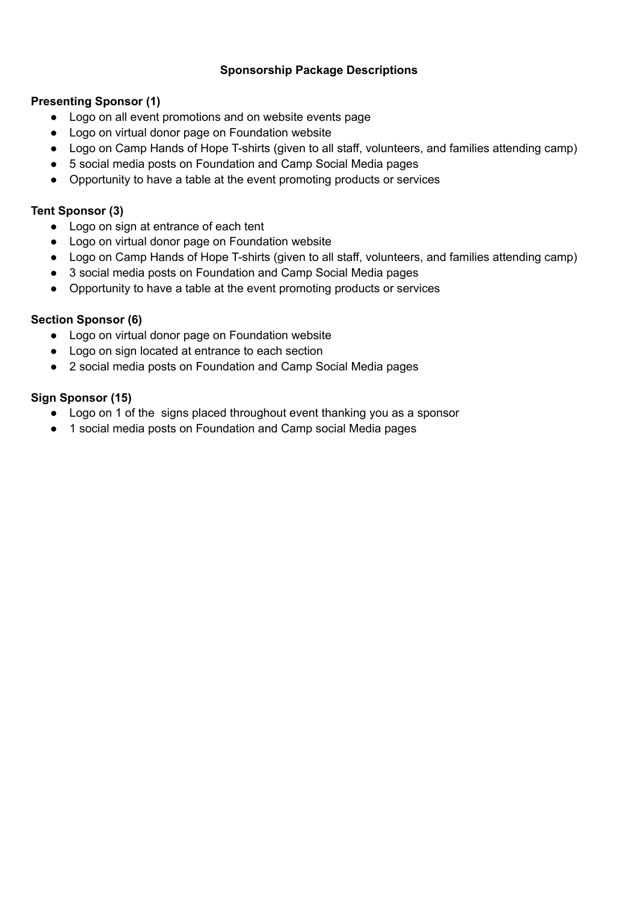**Sponsorship Package Descriptions**

**Presenting Sponsor (1)**

- Logo on all event promotions and on website events page
- Logo on virtual donor page on Foundation website
- Logo on Camp Hands of Hope T-shirts (given to all staff, volunteers, and families attending camp)
- 5 social media posts on Foundation and Camp Social Media pages
- Opportunity to have a table at the event promoting products or services

**Tent Sponsor (3)**

- Logo on sign at entrance of each tent
- Logo on virtual donor page on Foundation website
- Logo on Camp Hands of Hope T-shirts (given to all staff, volunteers, and families attending camp)
- 3 social media posts on Foundation and Camp Social Media pages
- Opportunity to have a table at the event promoting products or services

**Section Sponsor (6)**

- Logo on virtual donor page on Foundation website
- Logo on sign located at entrance to each section
- 2 social media posts on Foundation and Camp Social Media pages

**Sign Sponsor (15)**

- Logo on 1 of the signs placed throughout event thanking you as a sponsor
- 1 social media posts on Foundation and Camp social Media pages